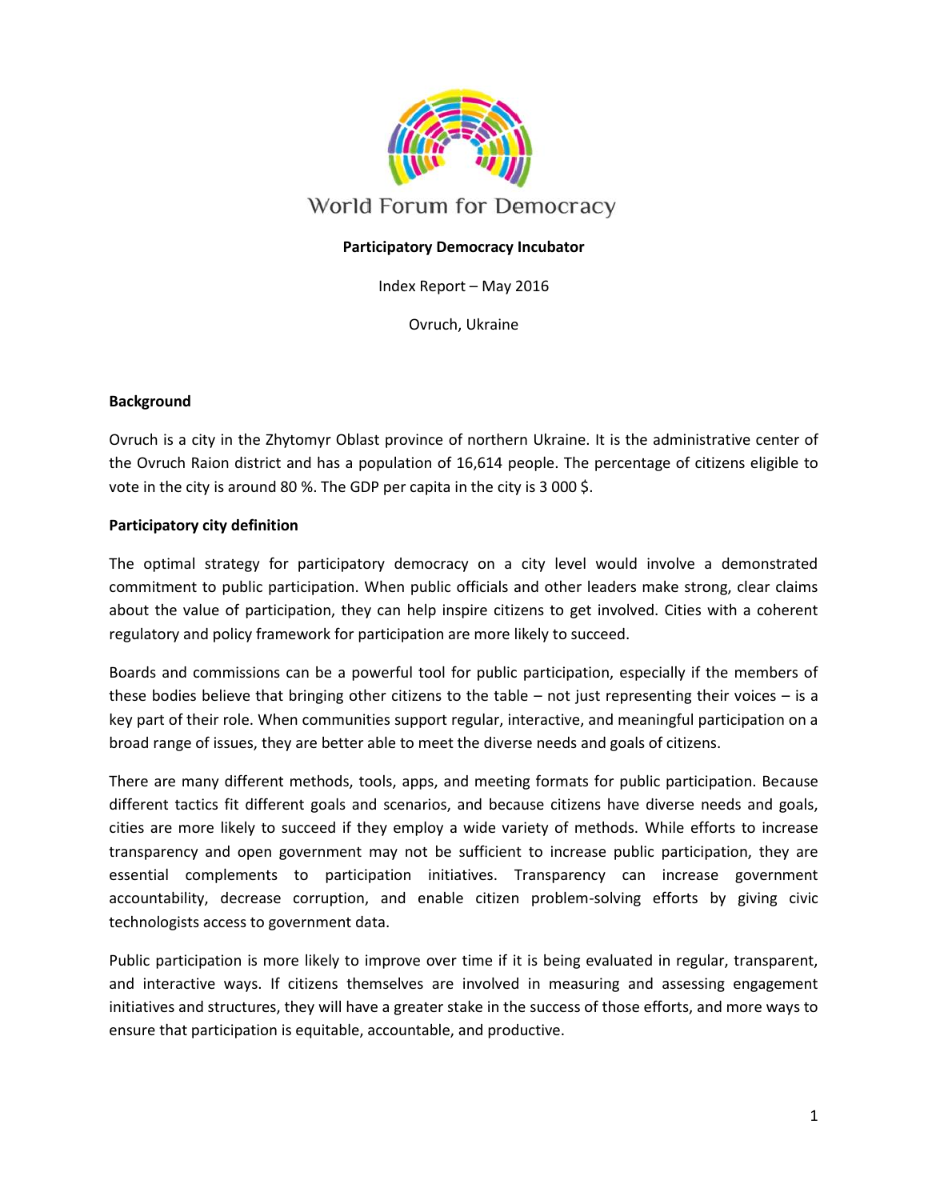World Forum for Democracy

**Participatory Democracy Incubator**

Index Report – May 2016

Ovruch, Ukraine

**Background**

Ovruch is a city in the Zhytomyr Oblast province of northern Ukraine. It is the administrative center of the Ovruch Raion district and has a population of 16,614 people. The percentage of citizens eligible to vote in the city is around 80 %. The GDP per capita in the city is 3 000 $.

**Participatory city definition**

The optimal strategy for participatory democracy on a city level would involve a demonstrated commitment to public participation. When public officials and other leaders make strong, clear claims about the value of participation, they can help inspire citizens to get involved. Cities with a coherent regulatory and policy framework for participation are more likely to succeed.

Boards and commissions can be a powerful tool for public participation, especially if the members of these bodies believe that bringing other citizens to the table – not just representing their voices – is a key part of their role. When communities support regular, interactive, and meaningful participation on a broad range of issues, they are better able to meet the diverse needs and goals of citizens.

There are many different methods, tools, apps, and meeting formats for public participation. Because different tactics fit different goals and scenarios, and because citizens have diverse needs and goals, cities are more likely to succeed if they employ a wide variety of methods. While efforts to increase transparency and open government may not be sufficient to increase public participation, they are essential complements to participation initiatives. Transparency can increase government accountability, decrease corruption, and enable citizen problem-solving efforts by giving civic technologists access to government data.

Public participation is more likely to improve over time if it is being evaluated in regular, transparent, and interactive ways. If citizens themselves are involved in measuring and assessing engagement initiatives and structures, they will have a greater stake in the success of those efforts, and more ways to ensure that participation is equitable, accountable, and productive.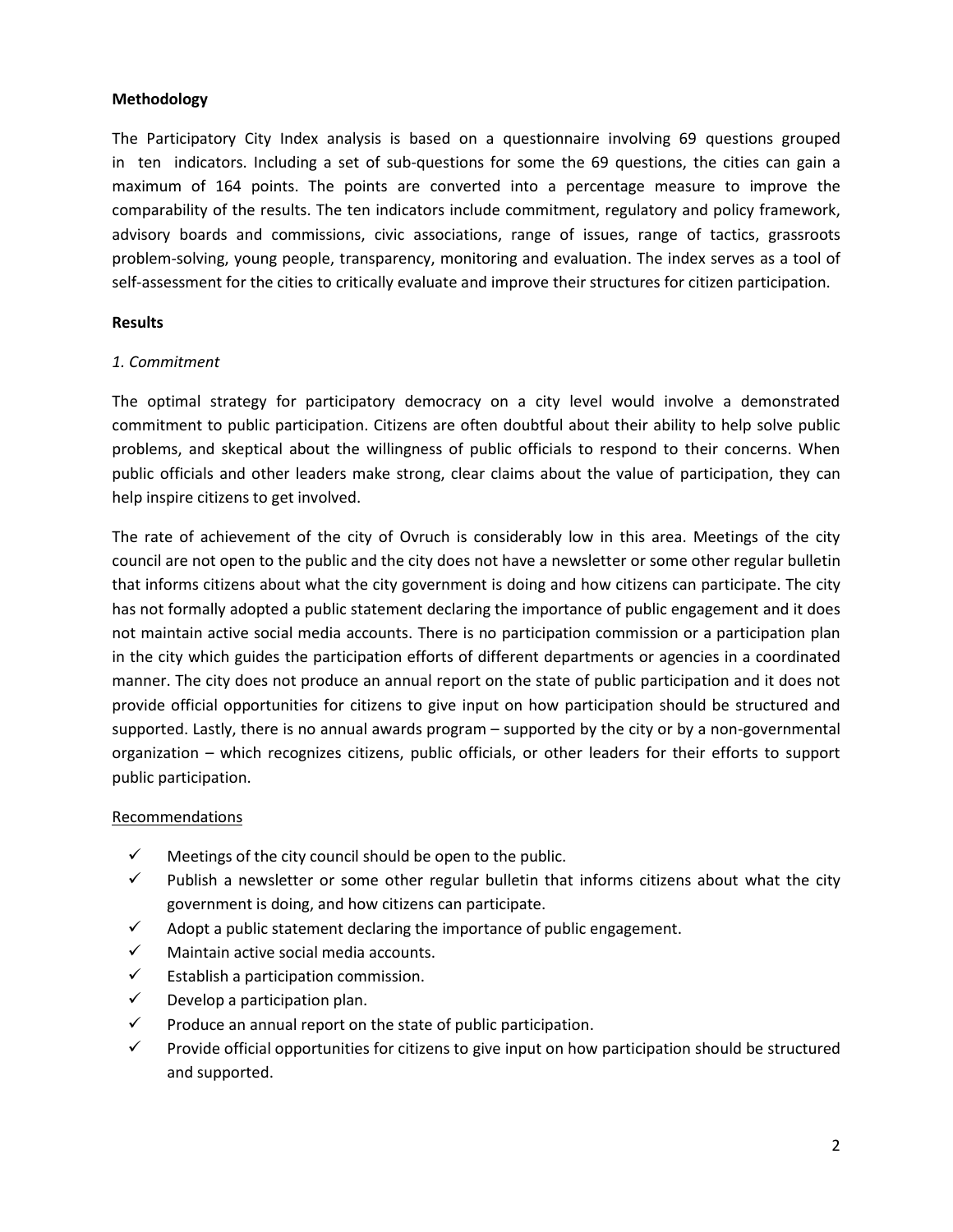**Methodology**

The Participatory City Index analysis is based on a questionnaire involving 69 questions grouped in ten indicators. Including a set of sub-questions for some the 69 questions, the cities can gain a maximum of 164 points. The points are converted into a percentage measure to improve the comparability of the results. The ten indicators include commitment, regulatory and policy framework, advisory boards and commissions, civic associations, range of issues, range of tactics, grassroots problem-solving, young people, transparency, monitoring and evaluation. The index serves as a tool of self-assessment for the cities to critically evaluate and improve their structures for citizen participation.

**Results**

*1. Commitment*

The optimal strategy for participatory democracy on a city level would involve a demonstrated commitment to public participation. Citizens are often doubtful about their ability to help solve public problems, and skeptical about the willingness of public officials to respond to their concerns. When public officials and other leaders make strong, clear claims about the value of participation, they can help inspire citizens to get involved.

The rate of achievement of the city of Ovruch is considerably low in this area. Meetings of the city council are not open to the public and the city does not have a newsletter or some other regular bulletin that informs citizens about what the city government is doing and how citizens can participate. The city has not formally adopted a public statement declaring the importance of public engagement and it does not maintain active social media accounts. There is no participation commission or a participation plan in the city which guides the participation efforts of different departments or agencies in a coordinated manner. The city does not produce an annual report on the state of public participation and it does not provide official opportunities for citizens to give input on how participation should be structured and supported. Lastly, there is no annual awards program – supported by the city or by a non-governmental organization – which recognizes citizens, public officials, or other leaders for their efforts to support public participation.

<u>Recommendations</u>

- ✓ Meetings of the city council should be open to the public.
- ✓ Publish a newsletter or some other regular bulletin that informs citizens about what the city government is doing, and how citizens can participate.
- ✓ Adopt a public statement declaring the importance of public engagement.
- ✓ Maintain active social media accounts.
- ✓ Establish a participation commission.
- ✓ Develop a participation plan.
- ✓ Produce an annual report on the state of public participation.
- ✓ Provide official opportunities for citizens to give input on how participation should be structured and supported.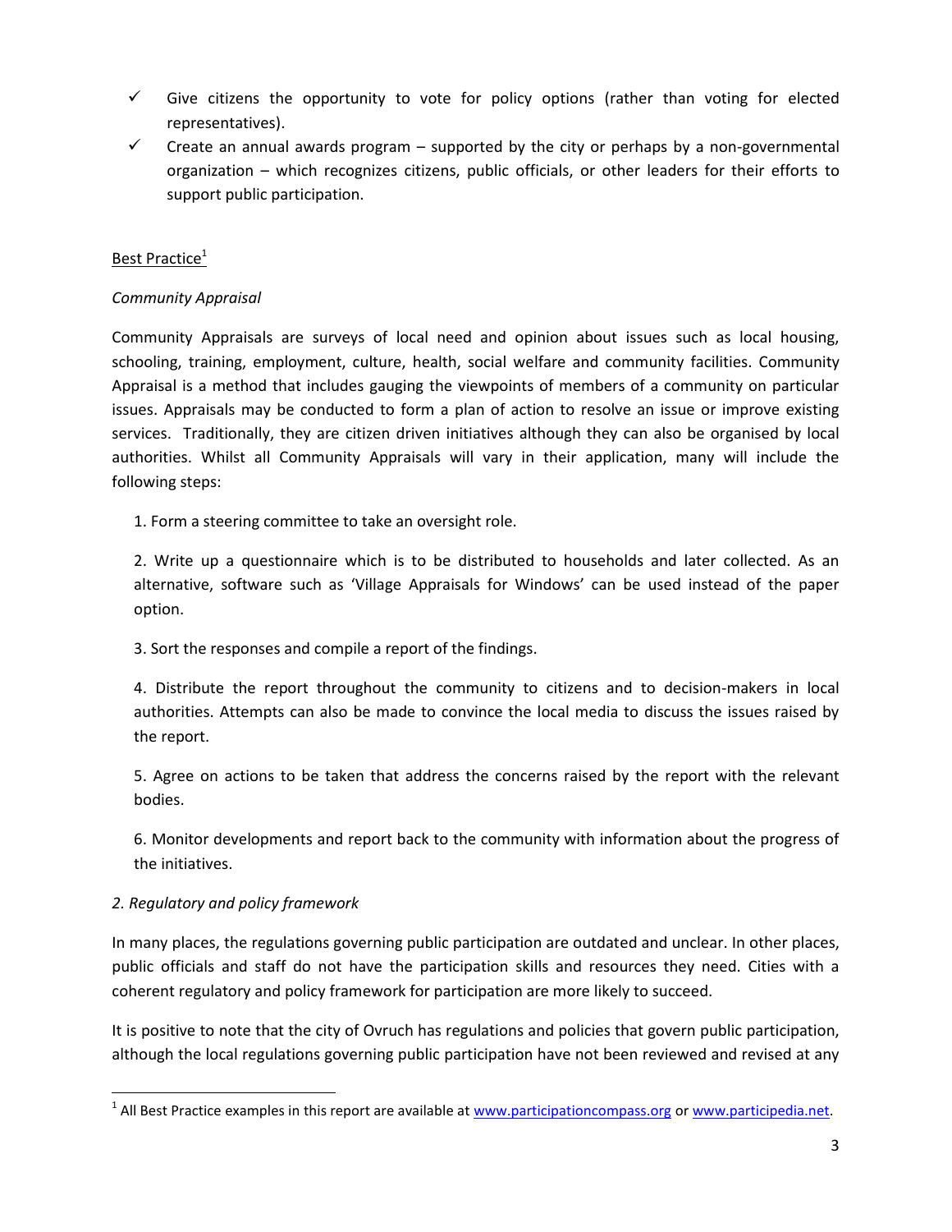- ✓ Give citizens the opportunity to vote for policy options (rather than voting for elected representatives).
- ✓ Create an annual awards program – supported by the city or perhaps by a non-governmental organization – which recognizes citizens, public officials, or other leaders for their efforts to support public participation.

Best Practice[1]

*Community Appraisal*

Community Appraisals are surveys of local need and opinion about issues such as local housing, schooling, training, employment, culture, health, social welfare and community facilities. Community Appraisal is a method that includes gauging the viewpoints of members of a community on particular issues. Appraisals may be conducted to form a plan of action to resolve an issue or improve existing services. Traditionally, they are citizen driven initiatives although they can also be organised by local authorities. Whilst all Community Appraisals will vary in their application, many will include the following steps:

1. Form a steering committee to take an oversight role.

2. Write up a questionnaire which is to be distributed to households and later collected. As an alternative, software such as 'Village Appraisals for Windows' can be used instead of the paper option.

3. Sort the responses and compile a report of the findings.

4. Distribute the report throughout the community to citizens and to decision-makers in local authorities. Attempts can also be made to convince the local media to discuss the issues raised by the report.

5. Agree on actions to be taken that address the concerns raised by the report with the relevant bodies.

6. Monitor developments and report back to the community with information about the progress of the initiatives.

*2. Regulatory and policy framework*

In many places, the regulations governing public participation are outdated and unclear. In other places, public officials and staff do not have the participation skills and resources they need. Cities with a coherent regulatory and policy framework for participation are more likely to succeed.

It is positive to note that the city of Ovruch has regulations and policies that govern public participation, although the local regulations governing public participation have not been reviewed and revised at any

[1] All Best Practice examples in this report are available at www.participationcompass.org or www.participedia.net.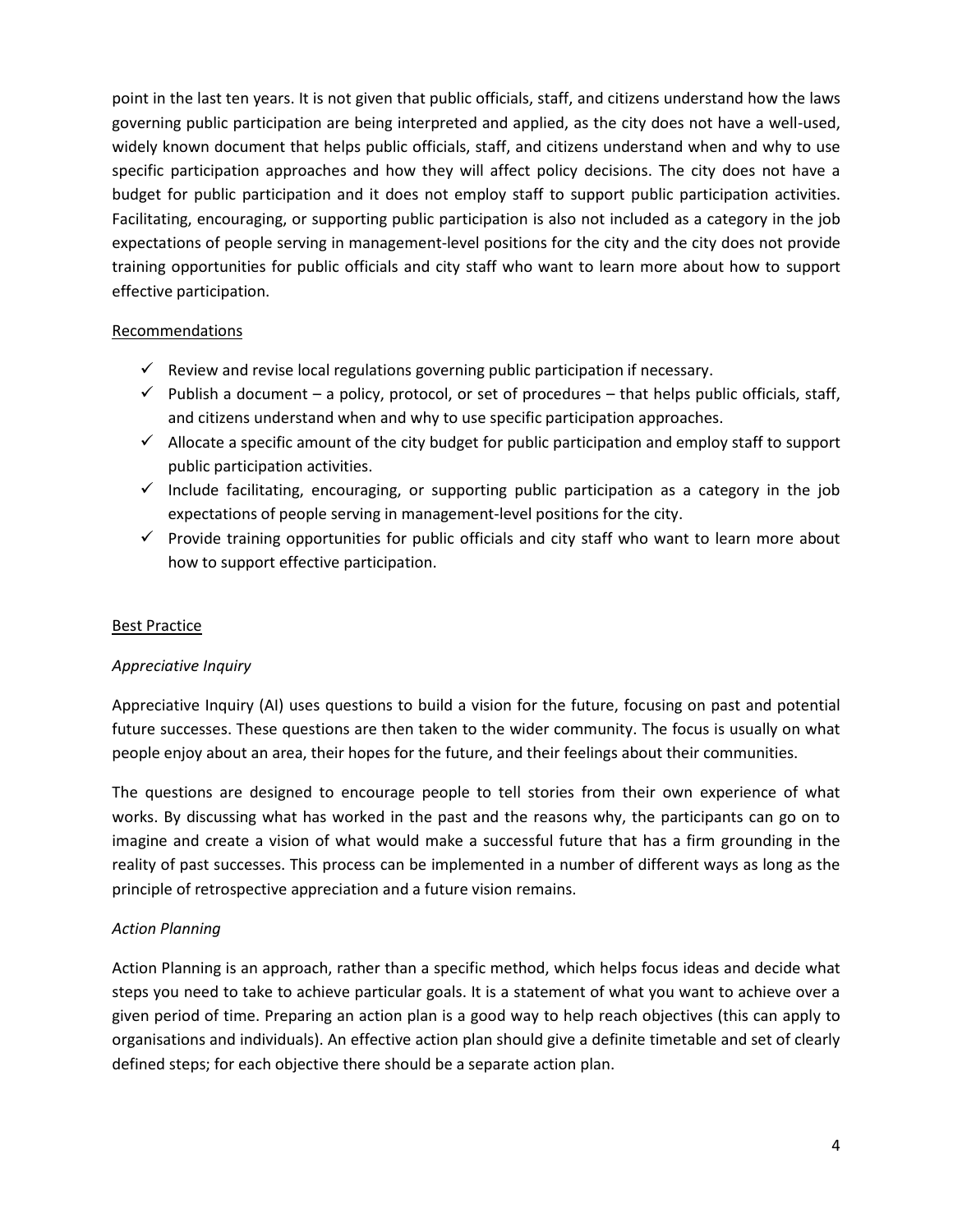point in the last ten years. It is not given that public officials, staff, and citizens understand how the laws governing public participation are being interpreted and applied, as the city does not have a well-used, widely known document that helps public officials, staff, and citizens understand when and why to use specific participation approaches and how they will affect policy decisions. The city does not have a budget for public participation and it does not employ staff to support public participation activities. Facilitating, encouraging, or supporting public participation is also not included as a category in the job expectations of people serving in management-level positions for the city and the city does not provide training opportunities for public officials and city staff who want to learn more about how to support effective participation.

Recommendations

- ✓ Review and revise local regulations governing public participation if necessary.
- ✓ Publish a document – a policy, protocol, or set of procedures – that helps public officials, staff, and citizens understand when and why to use specific participation approaches.
- ✓ Allocate a specific amount of the city budget for public participation and employ staff to support public participation activities.
- ✓ Include facilitating, encouraging, or supporting public participation as a category in the job expectations of people serving in management-level positions for the city.
- ✓ Provide training opportunities for public officials and city staff who want to learn more about how to support effective participation.

Best Practice

*Appreciative Inquiry*

Appreciative Inquiry (AI) uses questions to build a vision for the future, focusing on past and potential future successes. These questions are then taken to the wider community. The focus is usually on what people enjoy about an area, their hopes for the future, and their feelings about their communities.

The questions are designed to encourage people to tell stories from their own experience of what works. By discussing what has worked in the past and the reasons why, the participants can go on to imagine and create a vision of what would make a successful future that has a firm grounding in the reality of past successes. This process can be implemented in a number of different ways as long as the principle of retrospective appreciation and a future vision remains.

*Action Planning*

Action Planning is an approach, rather than a specific method, which helps focus ideas and decide what steps you need to take to achieve particular goals. It is a statement of what you want to achieve over a given period of time. Preparing an action plan is a good way to help reach objectives (this can apply to organisations and individuals). An effective action plan should give a definite timetable and set of clearly defined steps; for each objective there should be a separate action plan.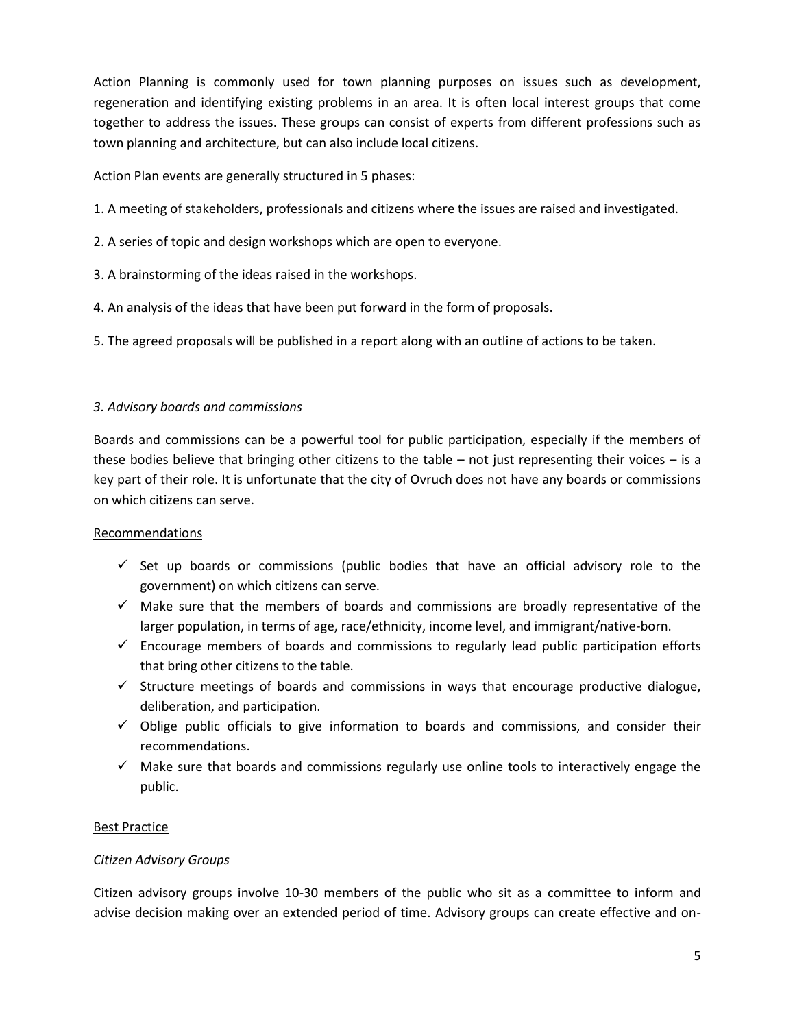Action Planning is commonly used for town planning purposes on issues such as development, regeneration and identifying existing problems in an area. It is often local interest groups that come together to address the issues. These groups can consist of experts from different professions such as town planning and architecture, but can also include local citizens.

Action Plan events are generally structured in 5 phases:

1. A meeting of stakeholders, professionals and citizens where the issues are raised and investigated.
2. A series of topic and design workshops which are open to everyone.
3. A brainstorming of the ideas raised in the workshops.
4. An analysis of the ideas that have been put forward in the form of proposals.
5. The agreed proposals will be published in a report along with an outline of actions to be taken.

*3. Advisory boards and commissions*

Boards and commissions can be a powerful tool for public participation, especially if the members of these bodies believe that bringing other citizens to the table – not just representing their voices – is a key part of their role. It is unfortunate that the city of Ovruch does not have any boards or commissions on which citizens can serve.

<u>Recommendations</u>

- ✓ Set up boards or commissions (public bodies that have an official advisory role to the government) on which citizens can serve.
- ✓ Make sure that the members of boards and commissions are broadly representative of the larger population, in terms of age, race/ethnicity, income level, and immigrant/native-born.
- ✓ Encourage members of boards and commissions to regularly lead public participation efforts that bring other citizens to the table.
- ✓ Structure meetings of boards and commissions in ways that encourage productive dialogue, deliberation, and participation.
- ✓ Oblige public officials to give information to boards and commissions, and consider their recommendations.
- ✓ Make sure that boards and commissions regularly use online tools to interactively engage the public.

<u>Best Practice</u>

*Citizen Advisory Groups*

Citizen advisory groups involve 10-30 members of the public who sit as a committee to inform and advise decision making over an extended period of time. Advisory groups can create effective and on-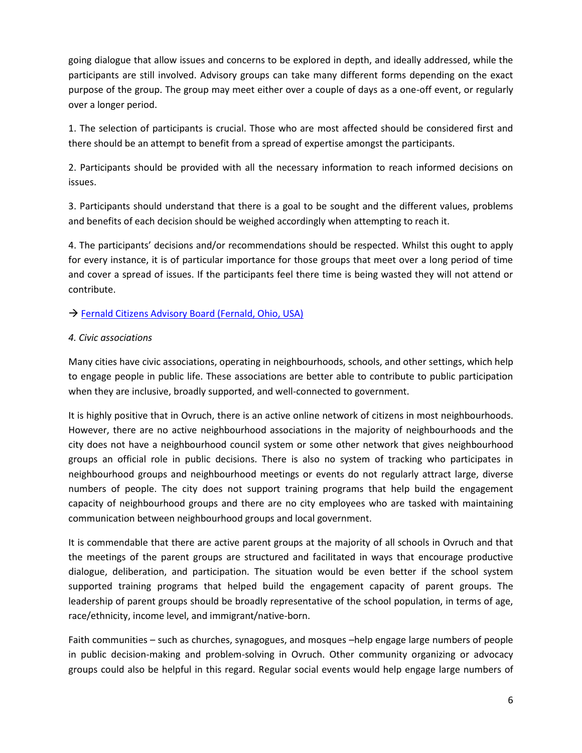going dialogue that allow issues and concerns to be explored in depth, and ideally addressed, while the participants are still involved. Advisory groups can take many different forms depending on the exact purpose of the group. The group may meet either over a couple of days as a one-off event, or regularly over a longer period.

1. The selection of participants is crucial. Those who are most affected should be considered first and there should be an attempt to benefit from a spread of expertise amongst the participants.

2. Participants should be provided with all the necessary information to reach informed decisions on issues.

3. Participants should understand that there is a goal to be sought and the different values, problems and benefits of each decision should be weighed accordingly when attempting to reach it.

4. The participants' decisions and/or recommendations should be respected. Whilst this ought to apply for every instance, it is of particular importance for those groups that meet over a long period of time and cover a spread of issues. If the participants feel there time is being wasted they will not attend or contribute.

→ Fernald Citizens Advisory Board (Fernald, Ohio, USA)

*4. Civic associations*

Many cities have civic associations, operating in neighbourhoods, schools, and other settings, which help to engage people in public life. These associations are better able to contribute to public participation when they are inclusive, broadly supported, and well-connected to government.

It is highly positive that in Ovruch, there is an active online network of citizens in most neighbourhoods. However, there are no active neighbourhood associations in the majority of neighbourhoods and the city does not have a neighbourhood council system or some other network that gives neighbourhood groups an official role in public decisions. There is also no system of tracking who participates in neighbourhood groups and neighbourhood meetings or events do not regularly attract large, diverse numbers of people. The city does not support training programs that help build the engagement capacity of neighbourhood groups and there are no city employees who are tasked with maintaining communication between neighbourhood groups and local government.

It is commendable that there are active parent groups at the majority of all schools in Ovruch and that the meetings of the parent groups are structured and facilitated in ways that encourage productive dialogue, deliberation, and participation. The situation would be even better if the school system supported training programs that helped build the engagement capacity of parent groups. The leadership of parent groups should be broadly representative of the school population, in terms of age, race/ethnicity, income level, and immigrant/native-born.

Faith communities – such as churches, synagogues, and mosques –help engage large numbers of people in public decision-making and problem-solving in Ovruch. Other community organizing or advocacy groups could also be helpful in this regard. Regular social events would help engage large numbers of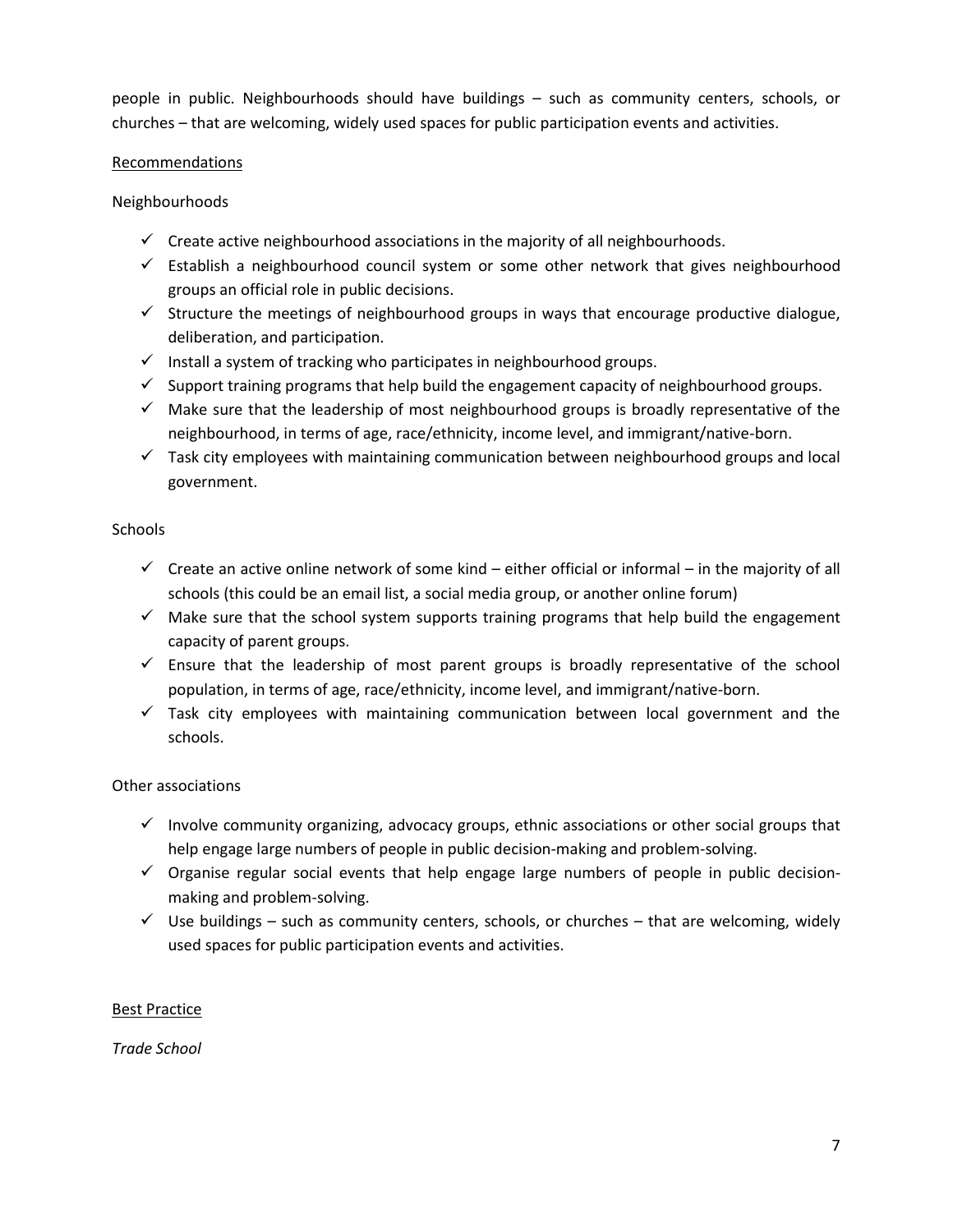people in public. Neighbourhoods should have buildings – such as community centers, schools, or churches – that are welcoming, widely used spaces for public participation events and activities.

<u>Recommendations</u>

Neighbourhoods

- ✓ Create active neighbourhood associations in the majority of all neighbourhoods.
- ✓ Establish a neighbourhood council system or some other network that gives neighbourhood groups an official role in public decisions.
- ✓ Structure the meetings of neighbourhood groups in ways that encourage productive dialogue, deliberation, and participation.
- ✓ Install a system of tracking who participates in neighbourhood groups.
- ✓ Support training programs that help build the engagement capacity of neighbourhood groups.
- ✓ Make sure that the leadership of most neighbourhood groups is broadly representative of the neighbourhood, in terms of age, race/ethnicity, income level, and immigrant/native-born.
- ✓ Task city employees with maintaining communication between neighbourhood groups and local government.

Schools

- ✓ Create an active online network of some kind – either official or informal – in the majority of all schools (this could be an email list, a social media group, or another online forum)
- ✓ Make sure that the school system supports training programs that help build the engagement capacity of parent groups.
- ✓ Ensure that the leadership of most parent groups is broadly representative of the school population, in terms of age, race/ethnicity, income level, and immigrant/native-born.
- ✓ Task city employees with maintaining communication between local government and the schools.

Other associations

- ✓ Involve community organizing, advocacy groups, ethnic associations or other social groups that help engage large numbers of people in public decision-making and problem-solving.
- ✓ Organise regular social events that help engage large numbers of people in public decision-making and problem-solving.
- ✓ Use buildings – such as community centers, schools, or churches – that are welcoming, widely used spaces for public participation events and activities.

<u>Best Practice</u>

*Trade School*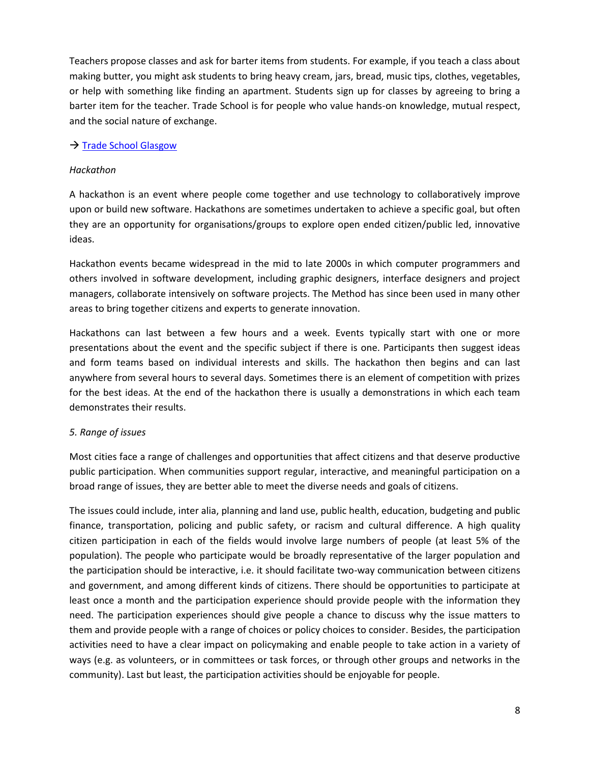Teachers propose classes and ask for barter items from students. For example, if you teach a class about making butter, you might ask students to bring heavy cream, jars, bread, music tips, clothes, vegetables, or help with something like finding an apartment. Students sign up for classes by agreeing to bring a barter item for the teacher. Trade School is for people who value hands-on knowledge, mutual respect, and the social nature of exchange.

→ Trade School Glasgow

*Hackathon*

A hackathon is an event where people come together and use technology to collaboratively improve upon or build new software. Hackathons are sometimes undertaken to achieve a specific goal, but often they are an opportunity for organisations/groups to explore open ended citizen/public led, innovative ideas.

Hackathon events became widespread in the mid to late 2000s in which computer programmers and others involved in software development, including graphic designers, interface designers and project managers, collaborate intensively on software projects. The Method has since been used in many other areas to bring together citizens and experts to generate innovation.

Hackathons can last between a few hours and a week. Events typically start with one or more presentations about the event and the specific subject if there is one. Participants then suggest ideas and form teams based on individual interests and skills. The hackathon then begins and can last anywhere from several hours to several days. Sometimes there is an element of competition with prizes for the best ideas. At the end of the hackathon there is usually a demonstrations in which each team demonstrates their results.

*5. Range of issues*

Most cities face a range of challenges and opportunities that affect citizens and that deserve productive public participation. When communities support regular, interactive, and meaningful participation on a broad range of issues, they are better able to meet the diverse needs and goals of citizens.

The issues could include, inter alia, planning and land use, public health, education, budgeting and public finance, transportation, policing and public safety, or racism and cultural difference. A high quality citizen participation in each of the fields would involve large numbers of people (at least 5% of the population). The people who participate would be broadly representative of the larger population and the participation should be interactive, i.e. it should facilitate two-way communication between citizens and government, and among different kinds of citizens. There should be opportunities to participate at least once a month and the participation experience should provide people with the information they need. The participation experiences should give people a chance to discuss why the issue matters to them and provide people with a range of choices or policy choices to consider. Besides, the participation activities need to have a clear impact on policymaking and enable people to take action in a variety of ways (e.g. as volunteers, or in committees or task forces, or through other groups and networks in the community). Last but least, the participation activities should be enjoyable for people.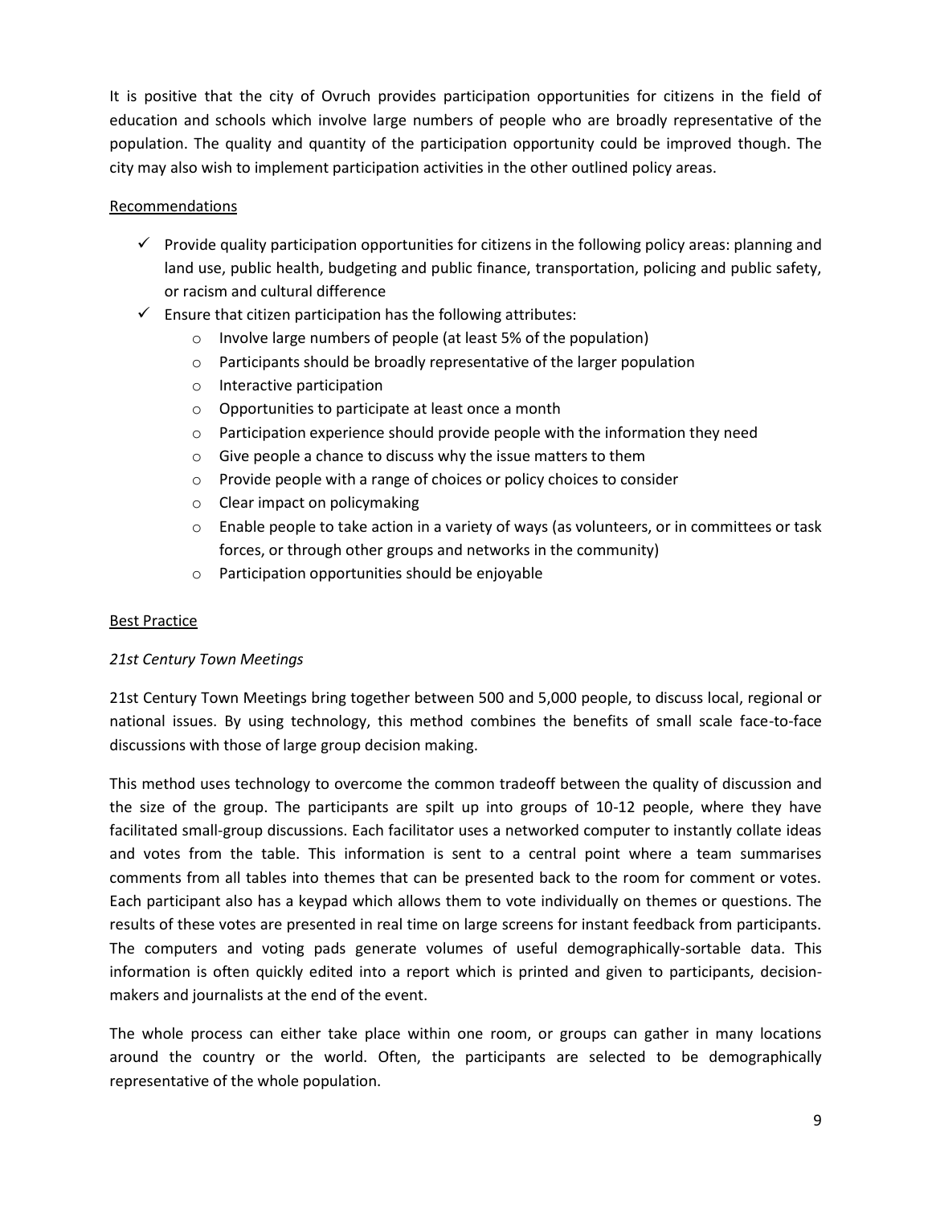It is positive that the city of Ovruch provides participation opportunities for citizens in the field of education and schools which involve large numbers of people who are broadly representative of the population. The quality and quantity of the participation opportunity could be improved though. The city may also wish to implement participation activities in the other outlined policy areas.

Recommendations

- ✓ Provide quality participation opportunities for citizens in the following policy areas: planning and land use, public health, budgeting and public finance, transportation, policing and public safety, or racism and cultural difference
- ✓ Ensure that citizen participation has the following attributes:
  - Involve large numbers of people (at least 5% of the population)
  - Participants should be broadly representative of the larger population
  - Interactive participation
  - Opportunities to participate at least once a month
  - Participation experience should provide people with the information they need
  - Give people a chance to discuss why the issue matters to them
  - Provide people with a range of choices or policy choices to consider
  - Clear impact on policymaking
  - Enable people to take action in a variety of ways (as volunteers, or in committees or task forces, or through other groups and networks in the community)
  - Participation opportunities should be enjoyable

Best Practice

*21st Century Town Meetings*

21st Century Town Meetings bring together between 500 and 5,000 people, to discuss local, regional or national issues. By using technology, this method combines the benefits of small scale face-to-face discussions with those of large group decision making.

This method uses technology to overcome the common tradeoff between the quality of discussion and the size of the group. The participants are spilt up into groups of 10-12 people, where they have facilitated small-group discussions. Each facilitator uses a networked computer to instantly collate ideas and votes from the table. This information is sent to a central point where a team summarises comments from all tables into themes that can be presented back to the room for comment or votes. Each participant also has a keypad which allows them to vote individually on themes or questions. The results of these votes are presented in real time on large screens for instant feedback from participants. The computers and voting pads generate volumes of useful demographically-sortable data. This information is often quickly edited into a report which is printed and given to participants, decision-makers and journalists at the end of the event.

The whole process can either take place within one room, or groups can gather in many locations around the country or the world. Often, the participants are selected to be demographically representative of the whole population.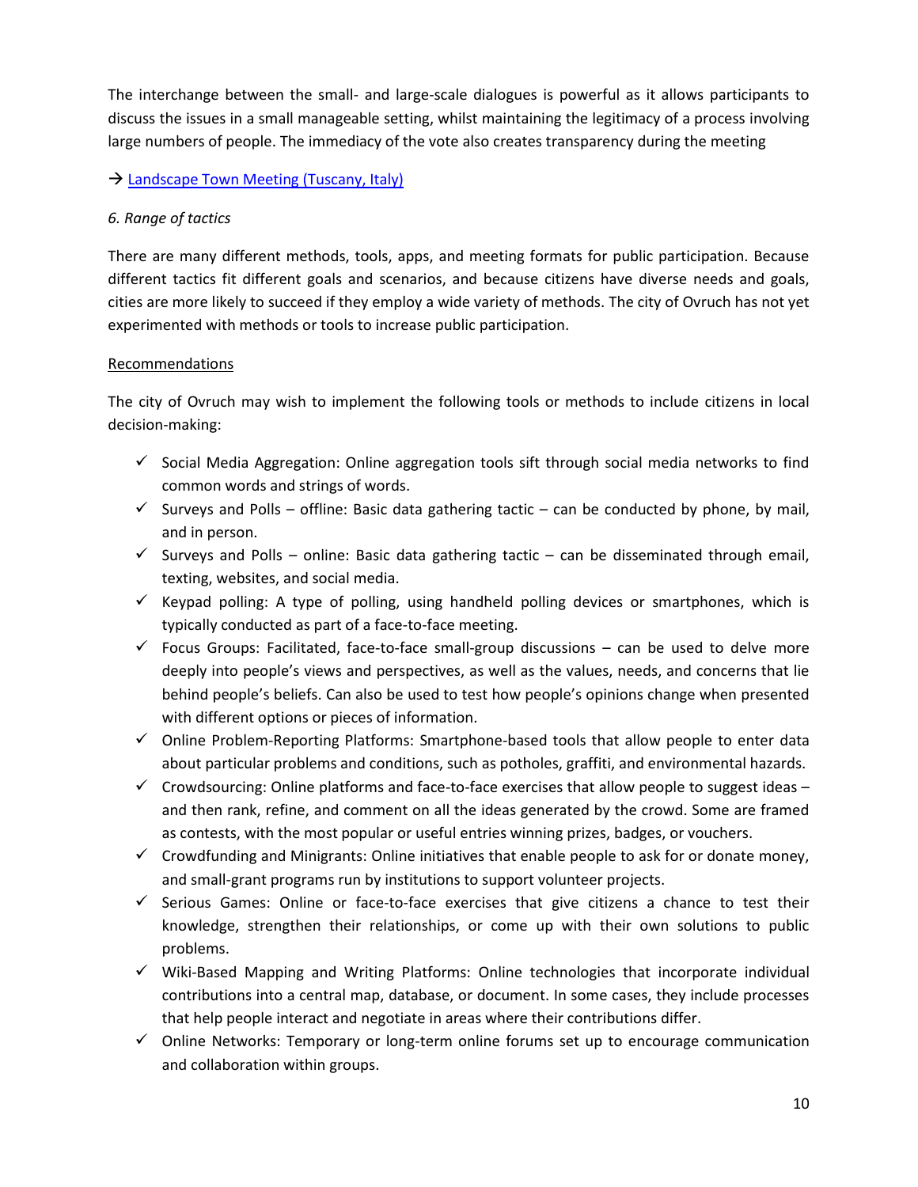The interchange between the small- and large-scale dialogues is powerful as it allows participants to discuss the issues in a small manageable setting, whilst maintaining the legitimacy of a process involving large numbers of people. The immediacy of the vote also creates transparency during the meeting

→ Landscape Town Meeting (Tuscany, Italy)

*6. Range of tactics*

There are many different methods, tools, apps, and meeting formats for public participation. Because different tactics fit different goals and scenarios, and because citizens have diverse needs and goals, cities are more likely to succeed if they employ a wide variety of methods. The city of Ovruch has not yet experimented with methods or tools to increase public participation.

Recommendations

The city of Ovruch may wish to implement the following tools or methods to include citizens in local decision-making:

- ✓ Social Media Aggregation: Online aggregation tools sift through social media networks to find common words and strings of words.
- ✓ Surveys and Polls – offline: Basic data gathering tactic – can be conducted by phone, by mail, and in person.
- ✓ Surveys and Polls – online: Basic data gathering tactic – can be disseminated through email, texting, websites, and social media.
- ✓ Keypad polling: A type of polling, using handheld polling devices or smartphones, which is typically conducted as part of a face-to-face meeting.
- ✓ Focus Groups: Facilitated, face-to-face small-group discussions – can be used to delve more deeply into people's views and perspectives, as well as the values, needs, and concerns that lie behind people's beliefs. Can also be used to test how people's opinions change when presented with different options or pieces of information.
- ✓ Online Problem-Reporting Platforms: Smartphone-based tools that allow people to enter data about particular problems and conditions, such as potholes, graffiti, and environmental hazards.
- ✓ Crowdsourcing: Online platforms and face-to-face exercises that allow people to suggest ideas – and then rank, refine, and comment on all the ideas generated by the crowd. Some are framed as contests, with the most popular or useful entries winning prizes, badges, or vouchers.
- ✓ Crowdfunding and Minigrants: Online initiatives that enable people to ask for or donate money, and small-grant programs run by institutions to support volunteer projects.
- ✓ Serious Games: Online or face-to-face exercises that give citizens a chance to test their knowledge, strengthen their relationships, or come up with their own solutions to public problems.
- ✓ Wiki-Based Mapping and Writing Platforms: Online technologies that incorporate individual contributions into a central map, database, or document. In some cases, they include processes that help people interact and negotiate in areas where their contributions differ.
- ✓ Online Networks: Temporary or long-term online forums set up to encourage communication and collaboration within groups.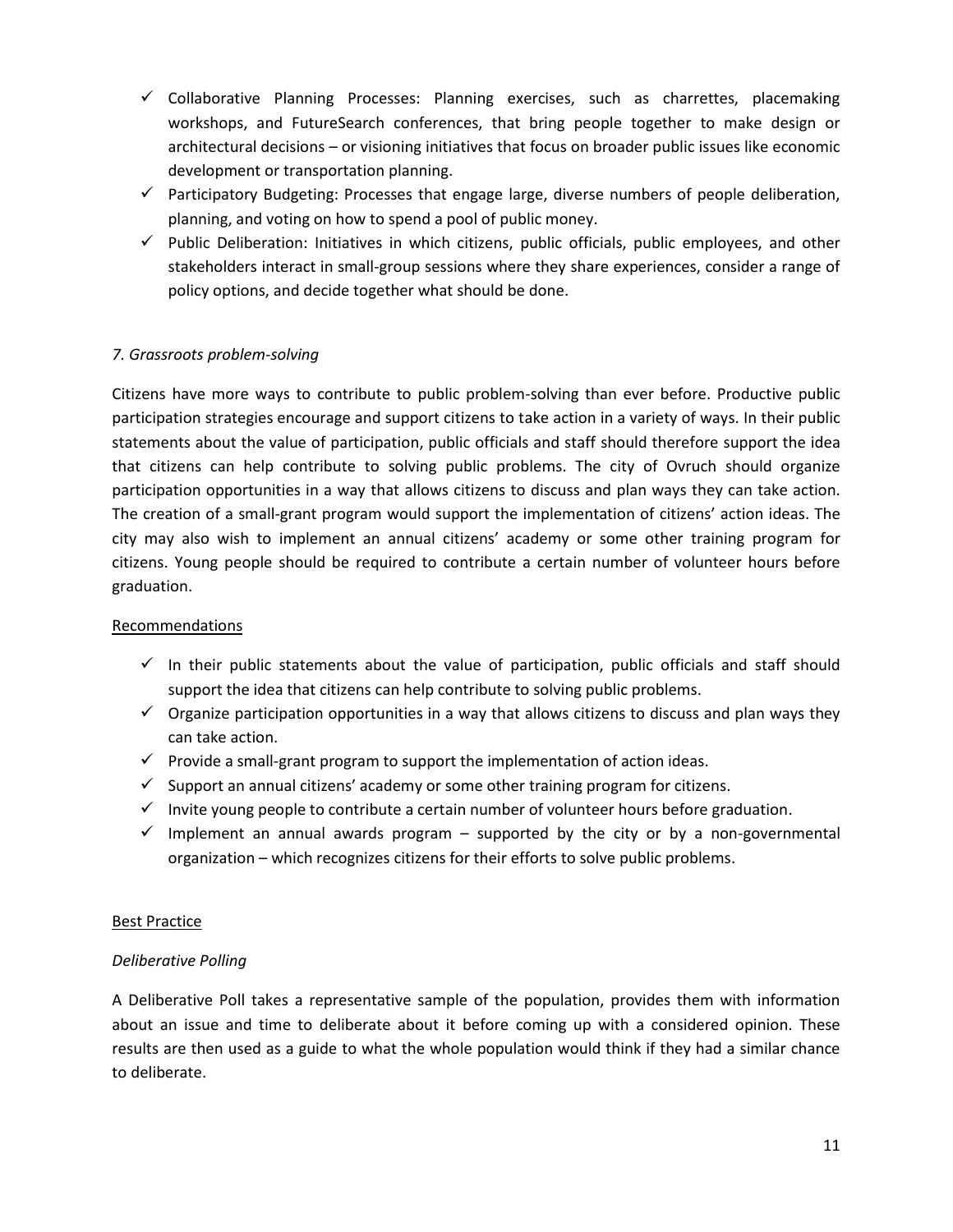- ✓ Collaborative Planning Processes: Planning exercises, such as charrettes, placemaking workshops, and FutureSearch conferences, that bring people together to make design or architectural decisions – or visioning initiatives that focus on broader public issues like economic development or transportation planning.
- ✓ Participatory Budgeting: Processes that engage large, diverse numbers of people deliberation, planning, and voting on how to spend a pool of public money.
- ✓ Public Deliberation: Initiatives in which citizens, public officials, public employees, and other stakeholders interact in small-group sessions where they share experiences, consider a range of policy options, and decide together what should be done.

*7. Grassroots problem-solving*

Citizens have more ways to contribute to public problem-solving than ever before. Productive public participation strategies encourage and support citizens to take action in a variety of ways. In their public statements about the value of participation, public officials and staff should therefore support the idea that citizens can help contribute to solving public problems. The city of Ovruch should organize participation opportunities in a way that allows citizens to discuss and plan ways they can take action. The creation of a small-grant program would support the implementation of citizens' action ideas. The city may also wish to implement an annual citizens' academy or some other training program for citizens. Young people should be required to contribute a certain number of volunteer hours before graduation.

Recommendations

- ✓ In their public statements about the value of participation, public officials and staff should support the idea that citizens can help contribute to solving public problems.
- ✓ Organize participation opportunities in a way that allows citizens to discuss and plan ways they can take action.
- ✓ Provide a small-grant program to support the implementation of action ideas.
- ✓ Support an annual citizens' academy or some other training program for citizens.
- ✓ Invite young people to contribute a certain number of volunteer hours before graduation.
- ✓ Implement an annual awards program – supported by the city or by a non-governmental organization – which recognizes citizens for their efforts to solve public problems.

Best Practice

*Deliberative Polling*

A Deliberative Poll takes a representative sample of the population, provides them with information about an issue and time to deliberate about it before coming up with a considered opinion. These results are then used as a guide to what the whole population would think if they had a similar chance to deliberate.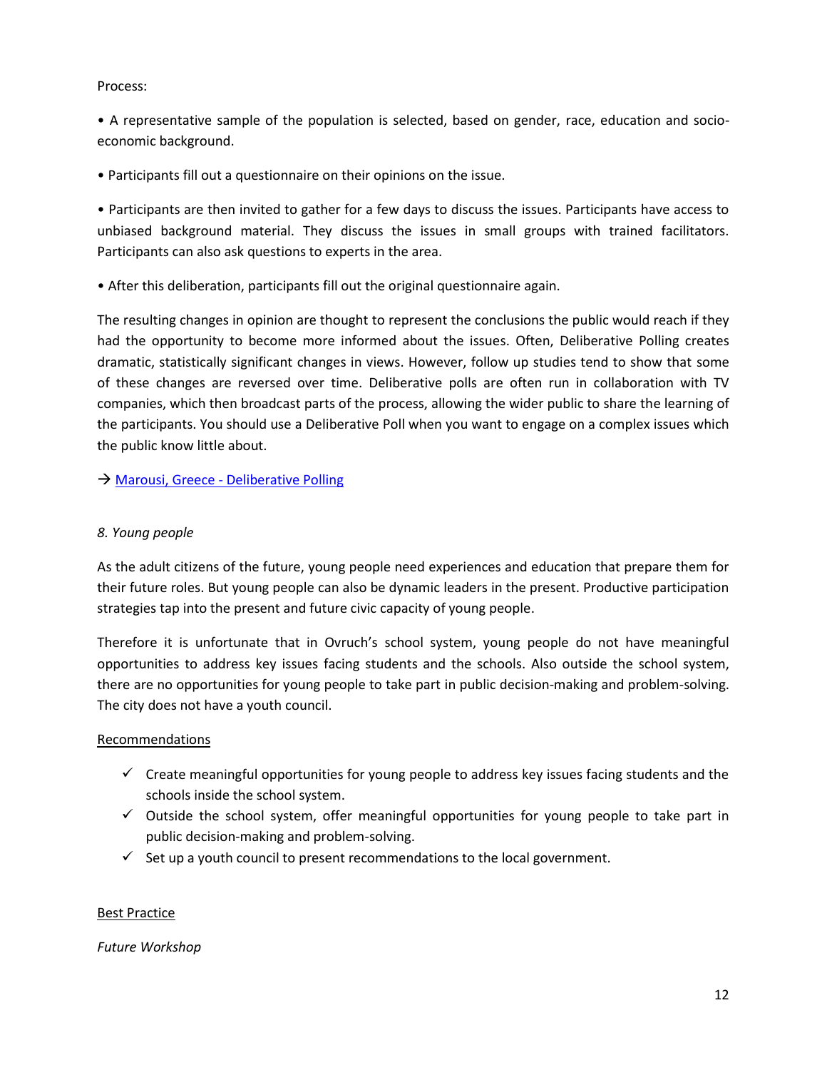Process:

• A representative sample of the population is selected, based on gender, race, education and socio-economic background.

• Participants fill out a questionnaire on their opinions on the issue.

• Participants are then invited to gather for a few days to discuss the issues. Participants have access to unbiased background material. They discuss the issues in small groups with trained facilitators. Participants can also ask questions to experts in the area.

• After this deliberation, participants fill out the original questionnaire again.

The resulting changes in opinion are thought to represent the conclusions the public would reach if they had the opportunity to become more informed about the issues. Often, Deliberative Polling creates dramatic, statistically significant changes in views. However, follow up studies tend to show that some of these changes are reversed over time. Deliberative polls are often run in collaboration with TV companies, which then broadcast parts of the process, allowing the wider public to share the learning of the participants. You should use a Deliberative Poll when you want to engage on a complex issues which the public know little about.

→ Marousi, Greece - Deliberative Polling

### *8. Young people*

As the adult citizens of the future, young people need experiences and education that prepare them for their future roles. But young people can also be dynamic leaders in the present. Productive participation strategies tap into the present and future civic capacity of young people.

Therefore it is unfortunate that in Ovruch's school system, young people do not have meaningful opportunities to address key issues facing students and the schools. Also outside the school system, there are no opportunities for young people to take part in public decision-making and problem-solving. The city does not have a youth council.

Recommendations

- ✓ Create meaningful opportunities for young people to address key issues facing students and the schools inside the school system.
- ✓ Outside the school system, offer meaningful opportunities for young people to take part in public decision-making and problem-solving.
- ✓ Set up a youth council to present recommendations to the local government.

Best Practice

*Future Workshop*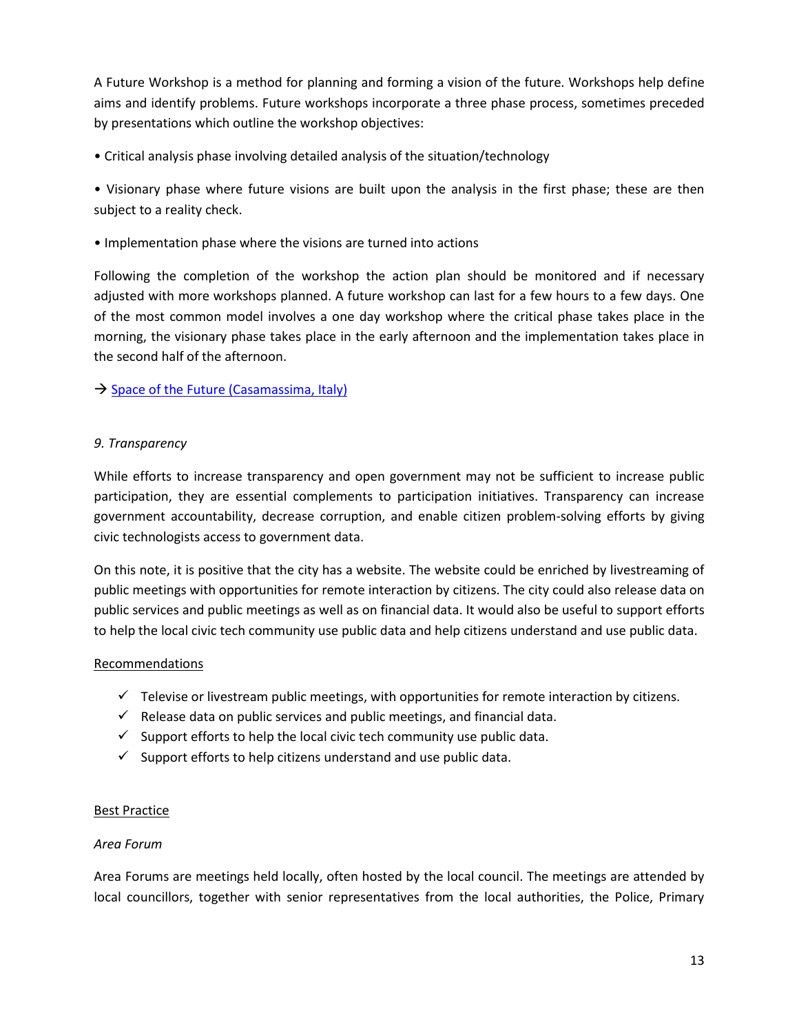A Future Workshop is a method for planning and forming a vision of the future. Workshops help define aims and identify problems. Future workshops incorporate a three phase process, sometimes preceded by presentations which outline the workshop objectives:

• Critical analysis phase involving detailed analysis of the situation/technology

• Visionary phase where future visions are built upon the analysis in the first phase; these are then subject to a reality check.

• Implementation phase where the visions are turned into actions

Following the completion of the workshop the action plan should be monitored and if necessary adjusted with more workshops planned. A future workshop can last for a few hours to a few days. One of the most common model involves a one day workshop where the critical phase takes place in the morning, the visionary phase takes place in the early afternoon and the implementation takes place in the second half of the afternoon.

→ Space of the Future (Casamassima, Italy)

*9. Transparency*

While efforts to increase transparency and open government may not be sufficient to increase public participation, they are essential complements to participation initiatives. Transparency can increase government accountability, decrease corruption, and enable citizen problem-solving efforts by giving civic technologists access to government data.

On this note, it is positive that the city has a website. The website could be enriched by livestreaming of public meetings with opportunities for remote interaction by citizens. The city could also release data on public services and public meetings as well as on financial data. It would also be useful to support efforts to help the local civic tech community use public data and help citizens understand and use public data.

Recommendations

- ✓ Televise or livestream public meetings, with opportunities for remote interaction by citizens.
- ✓ Release data on public services and public meetings, and financial data.
- ✓ Support efforts to help the local civic tech community use public data.
- ✓ Support efforts to help citizens understand and use public data.

Best Practice

*Area Forum*

Area Forums are meetings held locally, often hosted by the local council. The meetings are attended by local councillors, together with senior representatives from the local authorities, the Police, Primary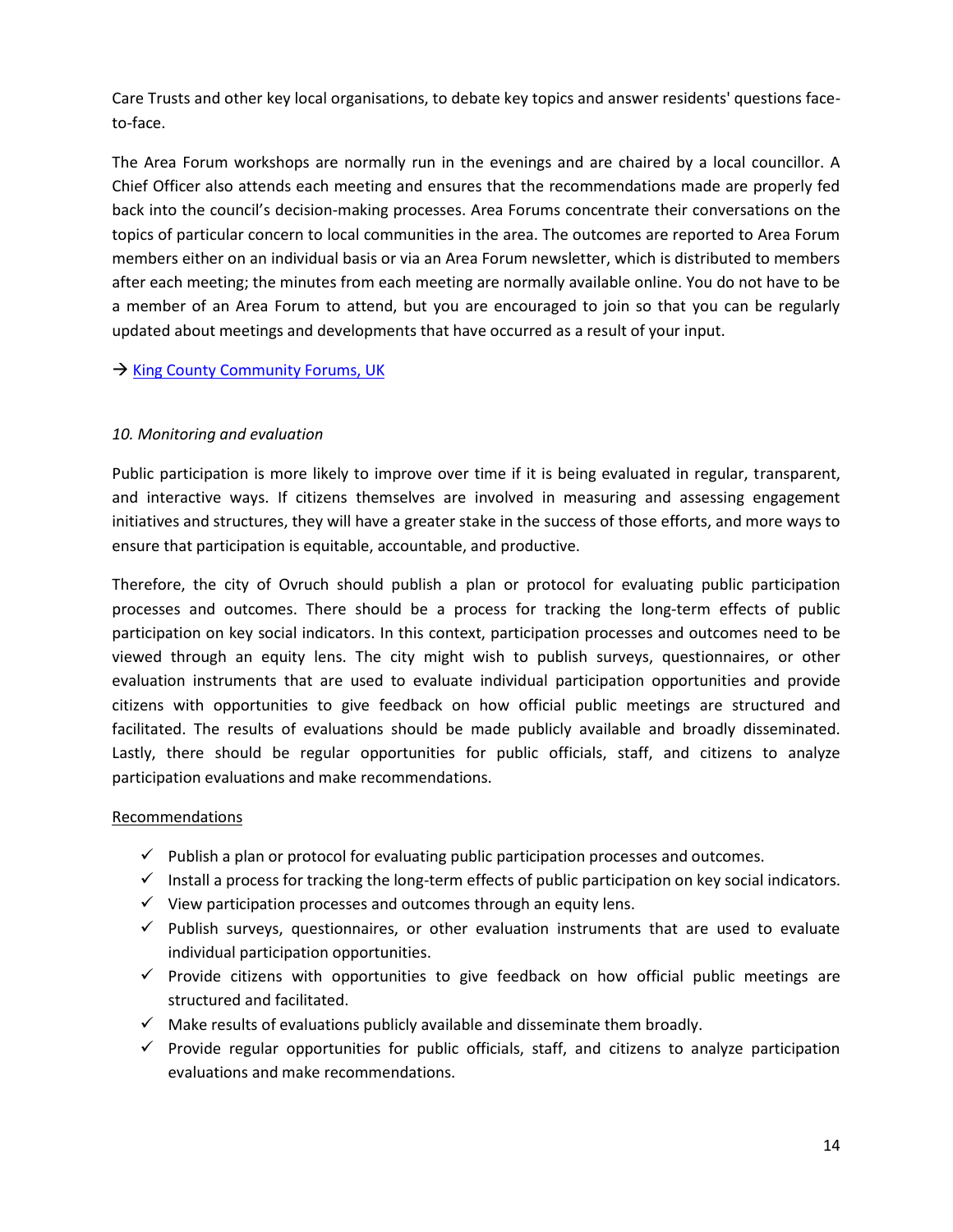Care Trusts and other key local organisations, to debate key topics and answer residents' questions face-to-face.

The Area Forum workshops are normally run in the evenings and are chaired by a local councillor. A Chief Officer also attends each meeting and ensures that the recommendations made are properly fed back into the council's decision-making processes. Area Forums concentrate their conversations on the topics of particular concern to local communities in the area. The outcomes are reported to Area Forum members either on an individual basis or via an Area Forum newsletter, which is distributed to members after each meeting; the minutes from each meeting are normally available online. You do not have to be a member of an Area Forum to attend, but you are encouraged to join so that you can be regularly updated about meetings and developments that have occurred as a result of your input.

→ King County Community Forums, UK

*10. Monitoring and evaluation*

Public participation is more likely to improve over time if it is being evaluated in regular, transparent, and interactive ways. If citizens themselves are involved in measuring and assessing engagement initiatives and structures, they will have a greater stake in the success of those efforts, and more ways to ensure that participation is equitable, accountable, and productive.

Therefore, the city of Ovruch should publish a plan or protocol for evaluating public participation processes and outcomes. There should be a process for tracking the long-term effects of public participation on key social indicators. In this context, participation processes and outcomes need to be viewed through an equity lens. The city might wish to publish surveys, questionnaires, or other evaluation instruments that are used to evaluate individual participation opportunities and provide citizens with opportunities to give feedback on how official public meetings are structured and facilitated. The results of evaluations should be made publicly available and broadly disseminated. Lastly, there should be regular opportunities for public officials, staff, and citizens to analyze participation evaluations and make recommendations.

Recommendations

- ✓ Publish a plan or protocol for evaluating public participation processes and outcomes.
- ✓ Install a process for tracking the long-term effects of public participation on key social indicators.
- ✓ View participation processes and outcomes through an equity lens.
- ✓ Publish surveys, questionnaires, or other evaluation instruments that are used to evaluate individual participation opportunities.
- ✓ Provide citizens with opportunities to give feedback on how official public meetings are structured and facilitated.
- ✓ Make results of evaluations publicly available and disseminate them broadly.
- ✓ Provide regular opportunities for public officials, staff, and citizens to analyze participation evaluations and make recommendations.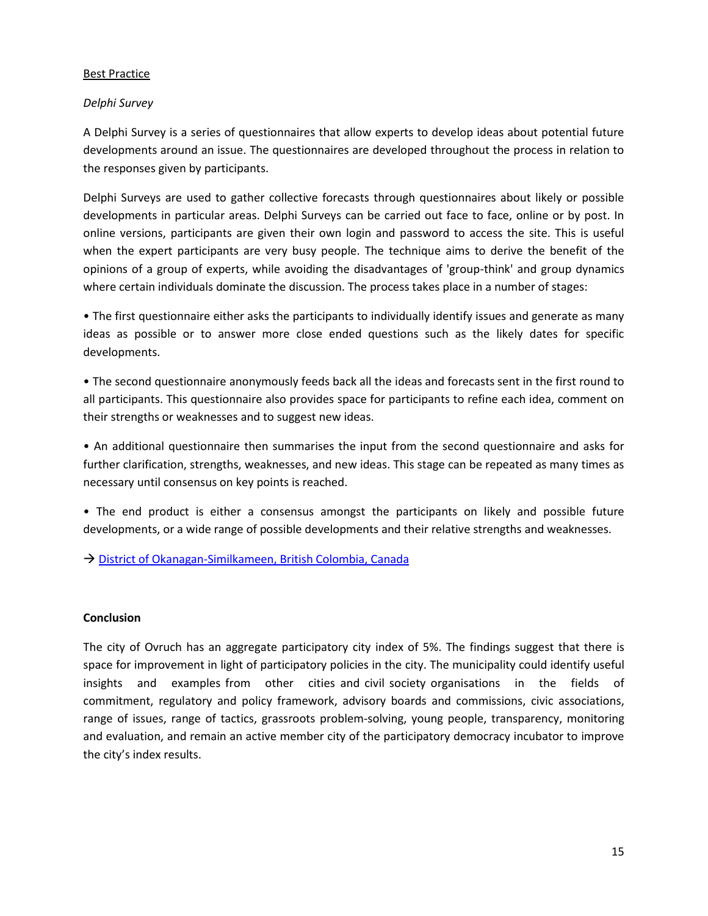<u>Best Practice</u>

*Delphi Survey*

A Delphi Survey is a series of questionnaires that allow experts to develop ideas about potential future developments around an issue. The questionnaires are developed throughout the process in relation to the responses given by participants.

Delphi Surveys are used to gather collective forecasts through questionnaires about likely or possible developments in particular areas. Delphi Surveys can be carried out face to face, online or by post. In online versions, participants are given their own login and password to access the site. This is useful when the expert participants are very busy people. The technique aims to derive the benefit of the opinions of a group of experts, while avoiding the disadvantages of 'group-think' and group dynamics where certain individuals dominate the discussion. The process takes place in a number of stages:

- The first questionnaire either asks the participants to individually identify issues and generate as many ideas as possible or to answer more close ended questions such as the likely dates for specific developments.

- The second questionnaire anonymously feeds back all the ideas and forecasts sent in the first round to all participants. This questionnaire also provides space for participants to refine each idea, comment on their strengths or weaknesses and to suggest new ideas.

- An additional questionnaire then summarises the input from the second questionnaire and asks for further clarification, strengths, weaknesses, and new ideas. This stage can be repeated as many times as necessary until consensus on key points is reached.

- The end product is either a consensus amongst the participants on likely and possible future developments, or a wide range of possible developments and their relative strengths and weaknesses.

→ District of Okanagan-Similkameen, British Colombia, Canada

**Conclusion**

The city of Ovruch has an aggregate participatory city index of 5%. The findings suggest that there is space for improvement in light of participatory policies in the city. The municipality could identify useful insights and examples from other cities and civil society organisations in the fields of commitment, regulatory and policy framework, advisory boards and commissions, civic associations, range of issues, range of tactics, grassroots problem-solving, young people, transparency, monitoring and evaluation, and remain an active member city of the participatory democracy incubator to improve the city's index results.